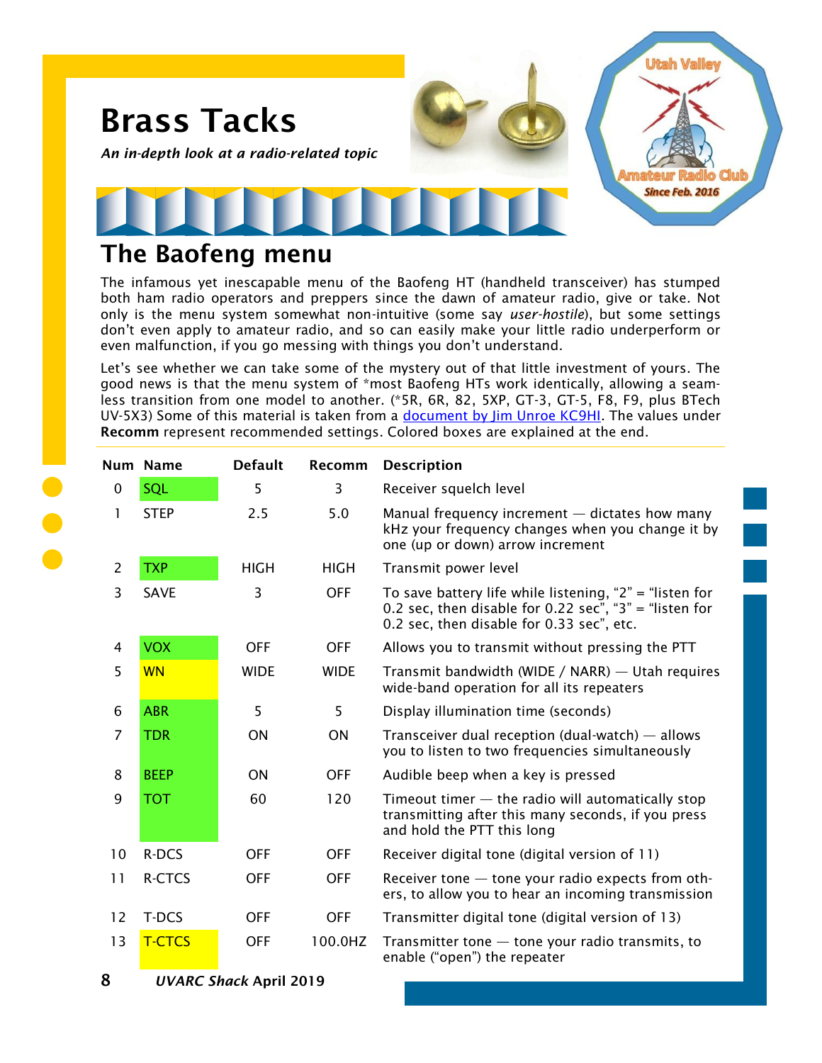# Brass Tacks

***An in-depth look at a radio-related topic***

## The Baofeng menu

The infamous yet inescapable menu of the Baofeng HT (handheld transceiver) has stumped both ham radio operators and preppers since the dawn of amateur radio, give or take. Not only is the menu system somewhat non-intuitive (some say *user-hostile*), but some settings don't even apply to amateur radio, and so can easily make your little radio underperform or even malfunction, if you go messing with things you don't understand.

Let's see whether we can take some of the mystery out of that little investment of yours. The good news is that the menu system of *most Baofeng HTs work identically, allowing a seamless transition from one model to another. (*5R, 6R, 82, 5XP, GT-3, GT-5, F8, F9, plus BTech UV-5X3) Some of this material is taken from a [document by Jim Unroe KC9HI](). The values under **Recomm** represent recommended settings. Colored boxes are explained at the end.

| Num | Name | Default | Recomm | Description |
|---|---|---|---|---|
| 0 | SQL | 5 | 3 | Receiver squelch level |
| 1 | STEP | 2.5 | 5.0 | Manual frequency increment — dictates how many kHz your frequency changes when you change it by one (up or down) arrow increment |
| 2 | TXP | HIGH | HIGH | Transmit power level |
| 3 | SAVE | 3 | OFF | To save battery life while listening, "2" = "listen for 0.2 sec, then disable for 0.22 sec", "3" = "listen for 0.2 sec, then disable for 0.33 sec", etc. |
| 4 | VOX | OFF | OFF | Allows you to transmit without pressing the PTT |
| 5 | WN | WIDE | WIDE | Transmit bandwidth (WIDE / NARR) — Utah requires wide-band operation for all its repeaters |
| 6 | ABR | 5 | 5 | Display illumination time (seconds) |
| 7 | TDR | ON | ON | Transceiver dual reception (dual-watch) — allows you to listen to two frequencies simultaneously |
| 8 | BEEP | ON | OFF | Audible beep when a key is pressed |
| 9 | TOT | 60 | 120 | Timeout timer — the radio will automatically stop transmitting after this many seconds, if you press and hold the PTT this long |
| 10 | R-DCS | OFF | OFF | Receiver digital tone (digital version of 11) |
| 11 | R-CTCS | OFF | OFF | Receiver tone — tone your radio expects from others, to allow you to hear an incoming transmission |
| 12 | T-DCS | OFF | OFF | Transmitter digital tone (digital version of 13) |
| 13 | T-CTCS | OFF | 100.0HZ | Transmitter tone — tone your radio transmits, to enable ("open") the repeater |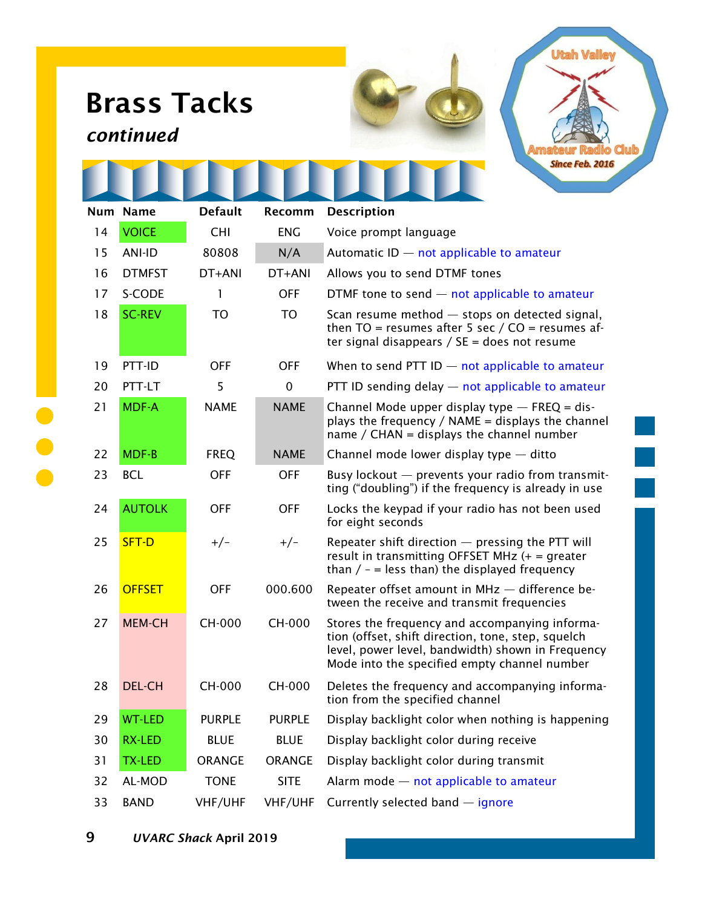# Brass Tacks

***continued***

| Num | Name | Default | Recomm | Description |
|---|---|---|---|---|
| 14 | VOICE | CHI | ENG | Voice prompt language |
| 15 | ANI-ID | 80808 | N/A | Automatic ID — not applicable to amateur |
| 16 | DTMFST | DT+ANI | DT+ANI | Allows you to send DTMF tones |
| 17 | S-CODE | 1 | OFF | DTMF tone to send — not applicable to amateur |
| 18 | SC-REV | TO | TO | Scan resume method — stops on detected signal, then TO = resumes after 5 sec / CO = resumes after signal disappears / SE = does not resume |
| 19 | PTT-ID | OFF | OFF | When to send PTT ID — not applicable to amateur |
| 20 | PTT-LT | 5 | 0 | PTT ID sending delay — not applicable to amateur |
| 21 | MDF-A | NAME | NAME | Channel Mode upper display type — FREQ = displays the frequency / NAME = displays the channel name / CHAN = displays the channel number |
| 22 | MDF-B | FREQ | NAME | Channel mode lower display type — ditto |
| 23 | BCL | OFF | OFF | Busy lockout — prevents your radio from transmitting (“doubling”) if the frequency is already in use |
| 24 | AUTOLK | OFF | OFF | Locks the keypad if your radio has not been used for eight seconds |
| 25 | SFT-D | +/- | +/- | Repeater shift direction — pressing the PTT will result in transmitting OFFSET MHz (+ = greater than / - = less than) the displayed frequency |
| 26 | OFFSET | OFF | 000.600 | Repeater offset amount in MHz — difference between the receive and transmit frequencies |
| 27 | MEM-CH | CH-000 | CH-000 | Stores the frequency and accompanying information (offset, shift direction, tone, step, squelch level, power level, bandwidth) shown in Frequency Mode into the specified empty channel number |
| 28 | DEL-CH | CH-000 | CH-000 | Deletes the frequency and accompanying information from the specified channel |
| 29 | WT-LED | PURPLE | PURPLE | Display backlight color when nothing is happening |
| 30 | RX-LED | BLUE | BLUE | Display backlight color during receive |
| 31 | TX-LED | ORANGE | ORANGE | Display backlight color during transmit |
| 32 | AL-MOD | TONE | SITE | Alarm mode — not applicable to amateur |
| 33 | BAND | VHF/UHF | VHF/UHF | Currently selected band — ignore |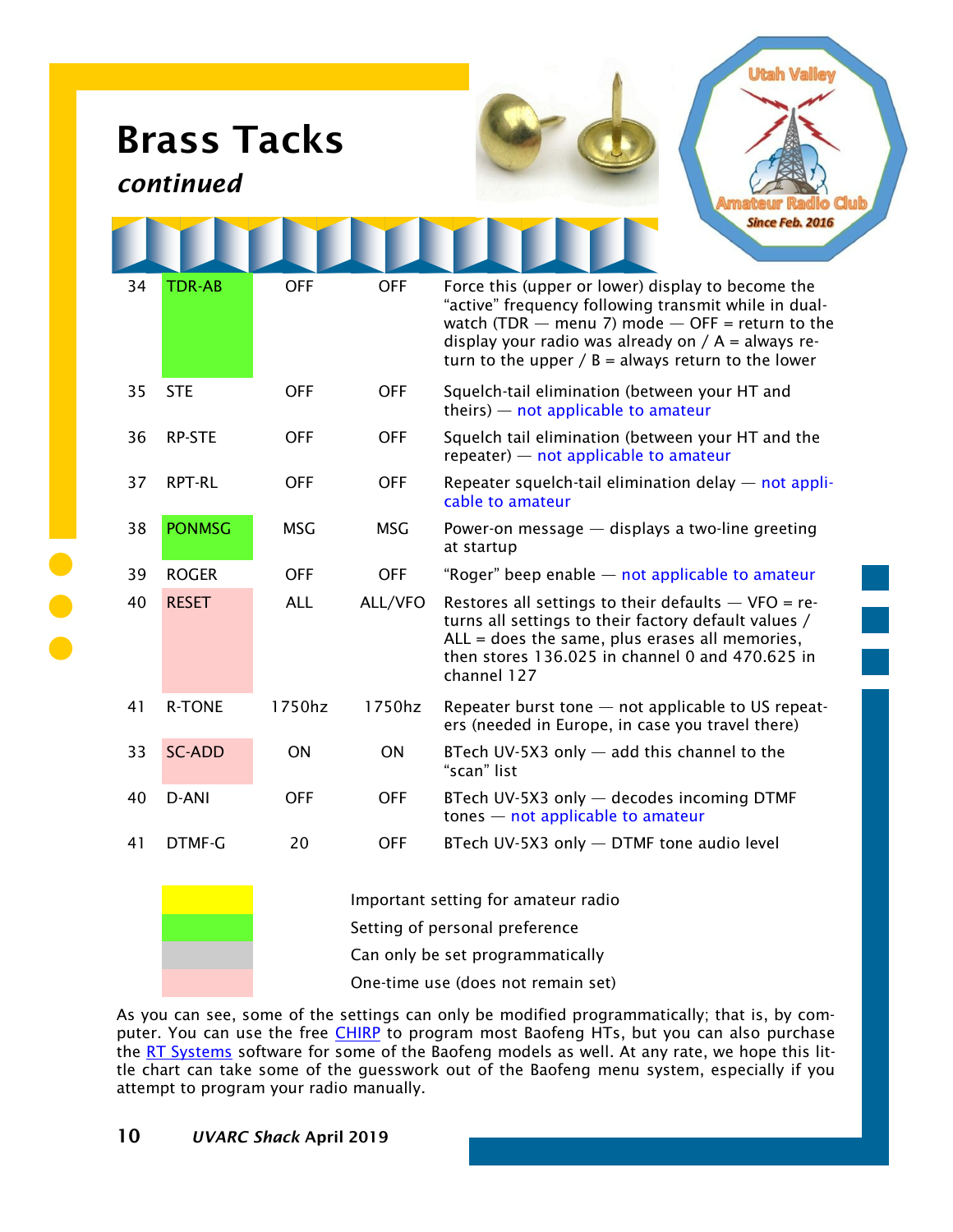# Brass Tacks

*continued*

| | | | | |
|---|---|---|---|---|
| 34 | TDR-AB | OFF | OFF | Force this (upper or lower) display to become the "active" frequency following transmit while in dual-watch (TDR — menu 7) mode — OFF = return to the display your radio was already on / A = always return to the upper / B = always return to the lower |
| 35 | STE | OFF | OFF | Squelch-tail elimination (between your HT and theirs) — not applicable to amateur |
| 36 | RP-STE | OFF | OFF | Squelch tail elimination (between your HT and the repeater) — not applicable to amateur |
| 37 | RPT-RL | OFF | OFF | Repeater squelch-tail elimination delay — not applicable to amateur |
| 38 | PONMSG | MSG | MSG | Power-on message — displays a two-line greeting at startup |
| 39 | ROGER | OFF | OFF | "Roger" beep enable — not applicable to amateur |
| 40 | RESET | ALL | ALL/VFO | Restores all settings to their defaults — VFO = returns all settings to their factory default values / ALL = does the same, plus erases all memories, then stores 136.025 in channel 0 and 470.625 in channel 127 |
| 41 | R-TONE | 1750hz | 1750hz | Repeater burst tone — not applicable to US repeaters (needed in Europe, in case you travel there) |
| 33 | SC-ADD | ON | ON | BTech UV-5X3 only — add this channel to the "scan" list |
| 40 | D-ANI | OFF | OFF | BTech UV-5X3 only — decodes incoming DTMF tones — not applicable to amateur |
| 41 | DTMF-G | 20 | OFF | BTech UV-5X3 only — DTMF tone audio level |

| Color | Meaning |
|---|---|
| Yellow | Important setting for amateur radio |
| Green | Setting of personal preference |
| Gray | Can only be set programmatically |
| Pink | One-time use (does not remain set) |

As you can see, some of the settings can only be modified programmatically; that is, by computer. You can use the free CHIRP to program most Baofeng HTs, but you can also purchase the RT Systems software for some of the Baofeng models as well. At any rate, we hope this little chart can take some of the guesswork out of the Baofeng menu system, especially if you attempt to program your radio manually.